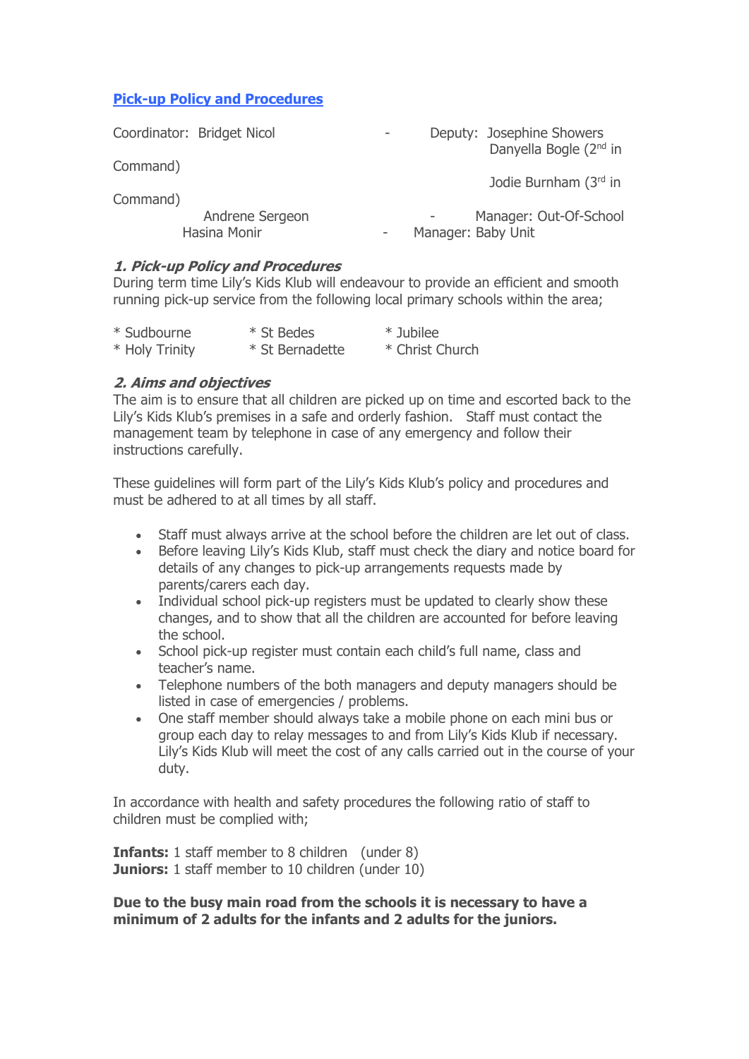# Pick-up Policy and Procedures

Coordinator: Bridget Nicol - Deputy: Josephine Showers
Danyella Bogle (2nd in Command)
Jodie Burnham (3rd in Command)
Andrene Sergeon - Manager: Out-Of-School
Hasina Monir - Manager: Baby Unit

## *1. Pick-up Policy and Procedures*

During term time Lily's Kids Klub will endeavour to provide an efficient and smooth running pick-up service from the following local primary schools within the area;

| | | |
|---|---|---|
| * Sudbourne | * St Bedes | * Jubilee |
| * Holy Trinity | * St Bernadette | * Christ Church |

## *2. Aims and objectives*

The aim is to ensure that all children are picked up on time and escorted back to the Lily's Kids Klub's premises in a safe and orderly fashion. Staff must contact the management team by telephone in case of any emergency and follow their instructions carefully.

These guidelines will form part of the Lily's Kids Klub's policy and procedures and must be adhered to at all times by all staff.

- Staff must always arrive at the school before the children are let out of class.
- Before leaving Lily's Kids Klub, staff must check the diary and notice board for details of any changes to pick-up arrangements requests made by parents/carers each day.
- Individual school pick-up registers must be updated to clearly show these changes, and to show that all the children are accounted for before leaving the school.
- School pick-up register must contain each child's full name, class and teacher's name.
- Telephone numbers of the both managers and deputy managers should be listed in case of emergencies / problems.
- One staff member should always take a mobile phone on each mini bus or group each day to relay messages to and from Lily's Kids Klub if necessary. Lily's Kids Klub will meet the cost of any calls carried out in the course of your duty.

In accordance with health and safety procedures the following ratio of staff to children must be complied with;

**Infants:** 1 staff member to 8 children (under 8)
**Juniors:** 1 staff member to 10 children (under 10)

**Due to the busy main road from the schools it is necessary to have a minimum of 2 adults for the infants and 2 adults for the juniors.**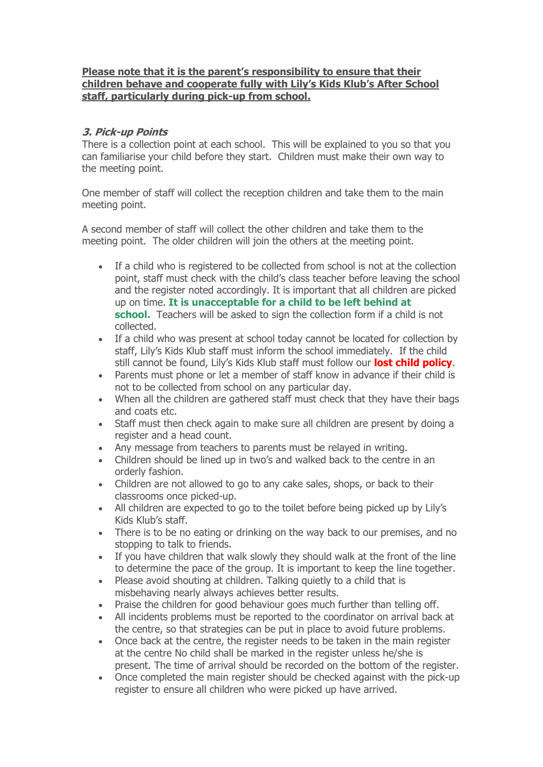**Please note that it is the parent's responsibility to ensure that their children behave and cooperate fully with Lily's Kids Klub's After School staff, particularly during pick-up from school.**

### *3. Pick-up Points*

There is a collection point at each school. This will be explained to you so that you can familiarise your child before they start. Children must make their own way to the meeting point.

One member of staff will collect the reception children and take them to the main meeting point.

A second member of staff will collect the other children and take them to the meeting point. The older children will join the others at the meeting point.

- If a child who is registered to be collected from school is not at the collection point, staff must check with the child's class teacher before leaving the school and the register noted accordingly. It is important that all children are picked up on time. **It is unacceptable for a child to be left behind at school.** Teachers will be asked to sign the collection form if a child is not collected.
- If a child who was present at school today cannot be located for collection by staff, Lily's Kids Klub staff must inform the school immediately. If the child still cannot be found, Lily's Kids Klub staff must follow our **lost child policy**.
- Parents must phone or let a member of staff know in advance if their child is not to be collected from school on any particular day.
- When all the children are gathered staff must check that they have their bags and coats etc.
- Staff must then check again to make sure all children are present by doing a register and a head count.
- Any message from teachers to parents must be relayed in writing.
- Children should be lined up in two's and walked back to the centre in an orderly fashion.
- Children are not allowed to go to any cake sales, shops, or back to their classrooms once picked-up.
- All children are expected to go to the toilet before being picked up by Lily's Kids Klub's staff.
- There is to be no eating or drinking on the way back to our premises, and no stopping to talk to friends.
- If you have children that walk slowly they should walk at the front of the line to determine the pace of the group. It is important to keep the line together.
- Please avoid shouting at children. Talking quietly to a child that is misbehaving nearly always achieves better results.
- Praise the children for good behaviour goes much further than telling off.
- All incidents problems must be reported to the coordinator on arrival back at the centre, so that strategies can be put in place to avoid future problems.
- Once back at the centre, the register needs to be taken in the main register at the centre No child shall be marked in the register unless he/she is present. The time of arrival should be recorded on the bottom of the register.
- Once completed the main register should be checked against with the pick-up register to ensure all children who were picked up have arrived.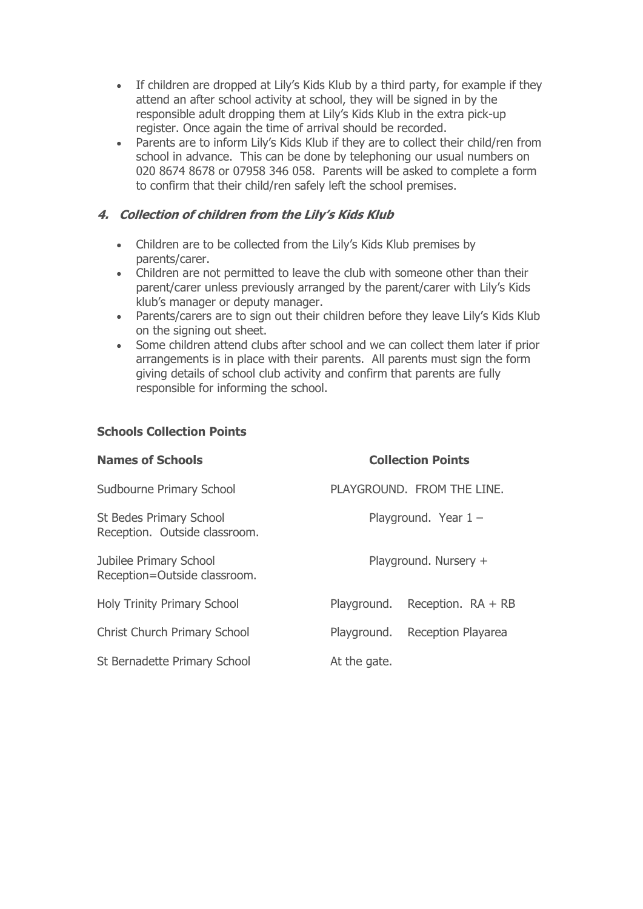- If children are dropped at Lily's Kids Klub by a third party, for example if they attend an after school activity at school, they will be signed in by the responsible adult dropping them at Lily's Kids Klub in the extra pick-up register. Once again the time of arrival should be recorded.
- Parents are to inform Lily's Kids Klub if they are to collect their child/ren from school in advance. This can be done by telephoning our usual numbers on 020 8674 8678 or 07958 346 058. Parents will be asked to complete a form to confirm that their child/ren safely left the school premises.

### *4. Collection of children from the Lily's Kids Klub*

- Children are to be collected from the Lily's Kids Klub premises by parents/carer.
- Children are not permitted to leave the club with someone other than their parent/carer unless previously arranged by the parent/carer with Lily's Kids klub's manager or deputy manager.
- Parents/carers are to sign out their children before they leave Lily's Kids Klub on the signing out sheet.
- Some children attend clubs after school and we can collect them later if prior arrangements is in place with their parents. All parents must sign the form giving details of school club activity and confirm that parents are fully responsible for informing the school.

**Schools Collection Points**

| **Names of Schools** | **Collection Points** |
|---|---|
| Sudbourne Primary School | PLAYGROUND. FROM THE LINE. |
| St Bedes Primary School Reception. Outside classroom. | Playground. Year 1 – |
| Jubilee Primary School Reception=Outside classroom. | Playground. Nursery + |
| Holy Trinity Primary School | Playground. Reception. RA + RB |
| Christ Church Primary School | Playground. Reception Playarea |
| St Bernadette Primary School | At the gate. |